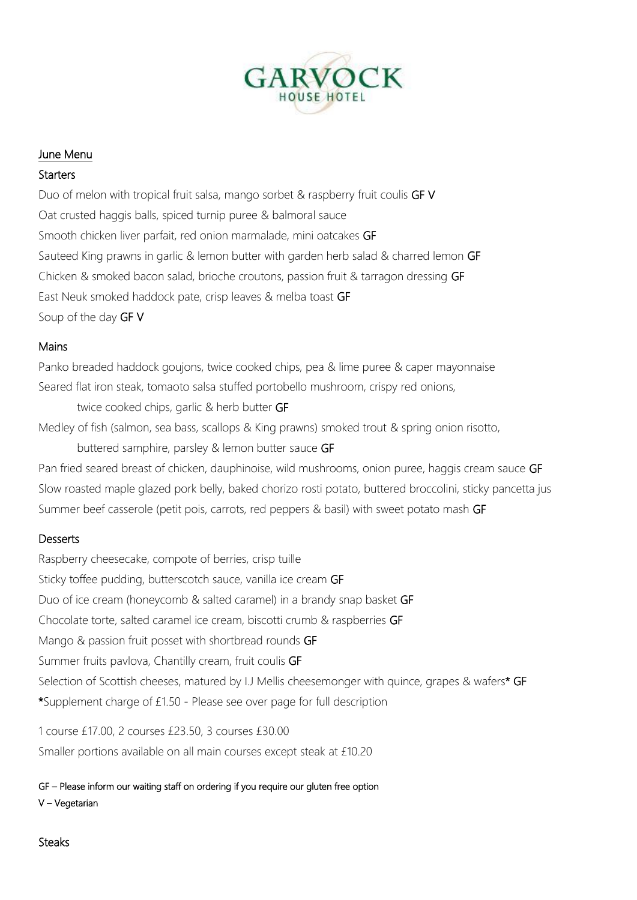# GARVOCK HOUSE HOTEL

## June Menu

### Starters

Duo of melon with tropical fruit salsa, mango sorbet & raspberry fruit coulis **GF V**

Oat crusted haggis balls, spiced turnip puree & balmoral sauce

Smooth chicken liver parfait, red onion marmalade, mini oatcakes **GF**

Sauteed King prawns in garlic & lemon butter with garden herb salad & charred lemon **GF**

Chicken & smoked bacon salad, brioche croutons, passion fruit & tarragon dressing **GF**

East Neuk smoked haddock pate, crisp leaves & melba toast **GF**

Soup of the day **GF V**

### Mains

Panko breaded haddock goujons, twice cooked chips, pea & lime puree & caper mayonnaise

Seared flat iron steak, tomaoto salsa stuffed portobello mushroom, crispy red onions, twice cooked chips, garlic & herb butter **GF**

Medley of fish (salmon, sea bass, scallops & King prawns) smoked trout & spring onion risotto, buttered samphire, parsley & lemon butter sauce **GF**

Pan fried seared breast of chicken, dauphinoise, wild mushrooms, onion puree, haggis cream sauce **GF**

Slow roasted maple glazed pork belly, baked chorizo rosti potato, buttered broccolini, sticky pancetta jus

Summer beef casserole (petit pois, carrots, red peppers & basil) with sweet potato mash **GF**

### Desserts

Raspberry cheesecake, compote of berries, crisp tuille

Sticky toffee pudding, butterscotch sauce, vanilla ice cream **GF**

Duo of ice cream (honeycomb & salted caramel) in a brandy snap basket **GF**

Chocolate torte, salted caramel ice cream, biscotti crumb & raspberries **GF**

Mango & passion fruit posset with shortbread rounds **GF**

Summer fruits pavlova, Chantilly cream, fruit coulis **GF**

Selection of Scottish cheeses, matured by I.J Mellis cheesemonger with quince, grapes & wafers* **GF**

*Supplement charge of £1.50 - Please see over page for full description

1 course £17.00, 2 courses £23.50, 3 courses £30.00

Smaller portions available on all main courses except steak at £10.20

GF – Please inform our waiting staff on ordering if you require our gluten free option

V – Vegetarian

### Steaks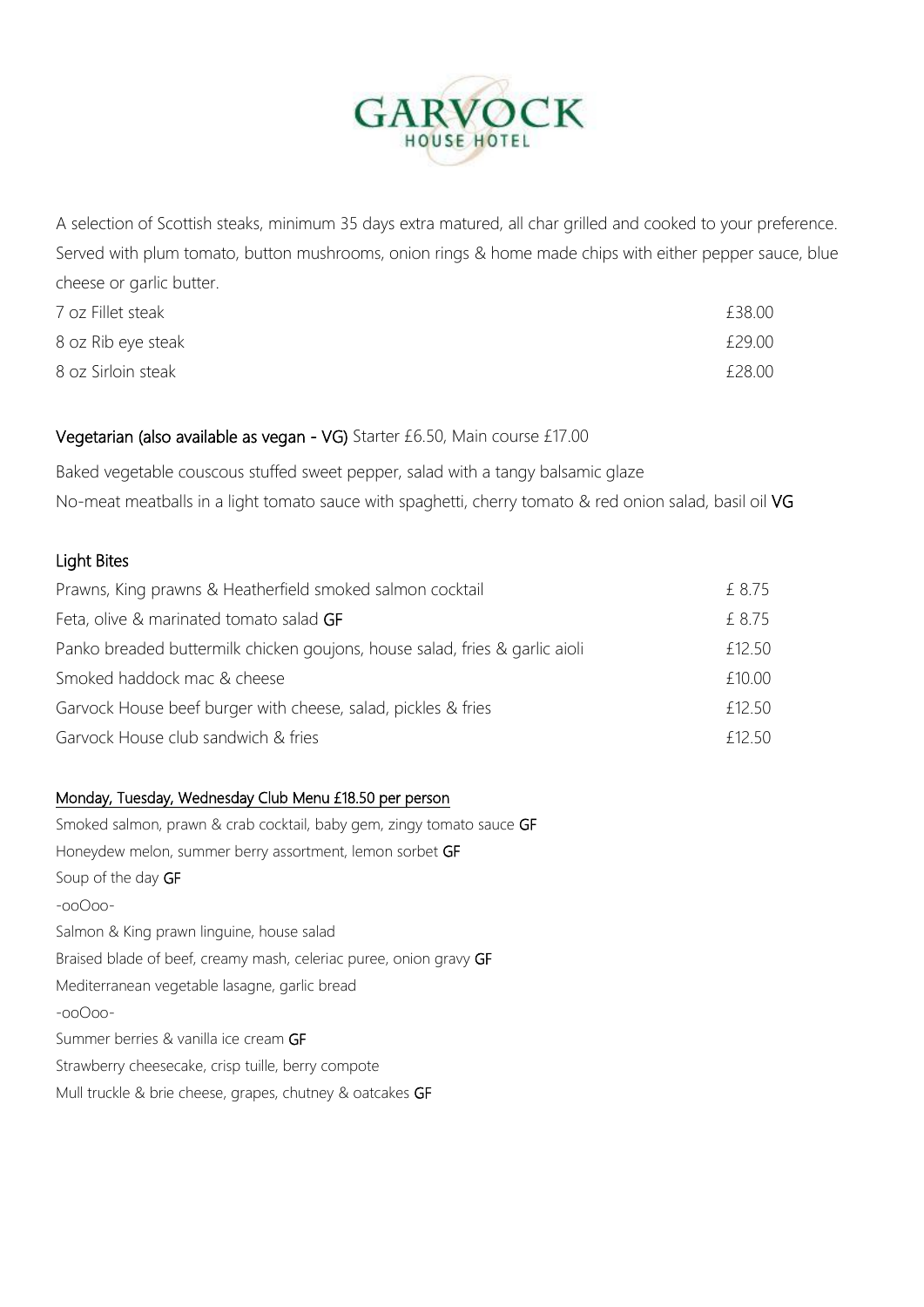# GARVOCK HOUSE HOTEL

A selection of Scottish steaks, minimum 35 days extra matured, all char grilled and cooked to your preference. Served with plum tomato, button mushrooms, onion rings & home made chips with either pepper sauce, blue cheese or garlic butter.

| | |
|---|---|
| 7 oz Fillet steak | £38.00 |
| 8 oz Rib eye steak | £29.00 |
| 8 oz Sirloin steak | £28.00 |

## Vegetarian (also available as vegan - VG) Starter £6.50, Main course £17.00

Baked vegetable couscous stuffed sweet pepper, salad with a tangy balsamic glaze

No-meat meatballs in a light tomato sauce with spaghetti, cherry tomato & red onion salad, basil oil **VG**

## Light Bites

| | |
|---|---|
| Prawns, King prawns & Heatherfield smoked salmon cocktail | £ 8.75 |
| Feta, olive & marinated tomato salad **GF** | £ 8.75 |
| Panko breaded buttermilk chicken goujons, house salad, fries & garlic aioli | £12.50 |
| Smoked haddock mac & cheese | £10.00 |
| Garvock House beef burger with cheese, salad, pickles & fries | £12.50 |
| Garvock House club sandwich & fries | £12.50 |

## Monday, Tuesday, Wednesday Club Menu £18.50 per person

Smoked salmon, prawn & crab cocktail, baby gem, zingy tomato sauce **GF**

Honeydew melon, summer berry assortment, lemon sorbet **GF**

Soup of the day **GF**

-ooOoo-

Salmon & King prawn linguine, house salad

Braised blade of beef, creamy mash, celeriac puree, onion gravy **GF**

Mediterranean vegetable lasagne, garlic bread

-ooOoo-

Summer berries & vanilla ice cream **GF**

Strawberry cheesecake, crisp tuille, berry compote

Mull truckle & brie cheese, grapes, chutney & oatcakes **GF**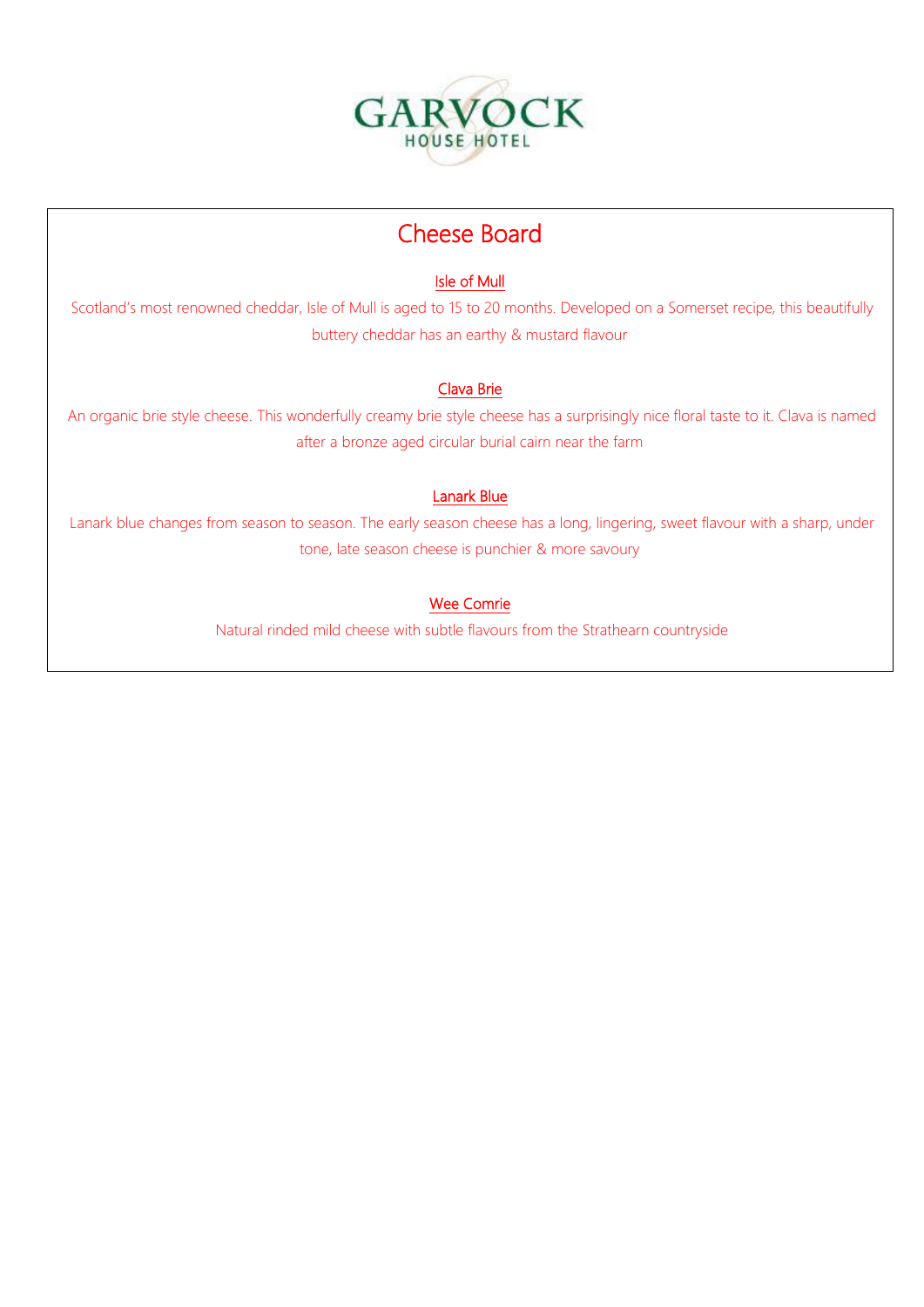GARVOCK
HOUSE HOTEL

# Cheese Board

**Isle of Mull**

Scotland's most renowned cheddar, Isle of Mull is aged to 15 to 20 months. Developed on a Somerset recipe, this beautifully buttery cheddar has an earthy & mustard flavour

**Clava Brie**

An organic brie style cheese. This wonderfully creamy brie style cheese has a surprisingly nice floral taste to it. Clava is named after a bronze aged circular burial cairn near the farm

**Lanark Blue**

Lanark blue changes from season to season. The early season cheese has a long, lingering, sweet flavour with a sharp, under tone, late season cheese is punchier & more savoury

**Wee Comrie**

Natural rinded mild cheese with subtle flavours from the Strathearn countryside